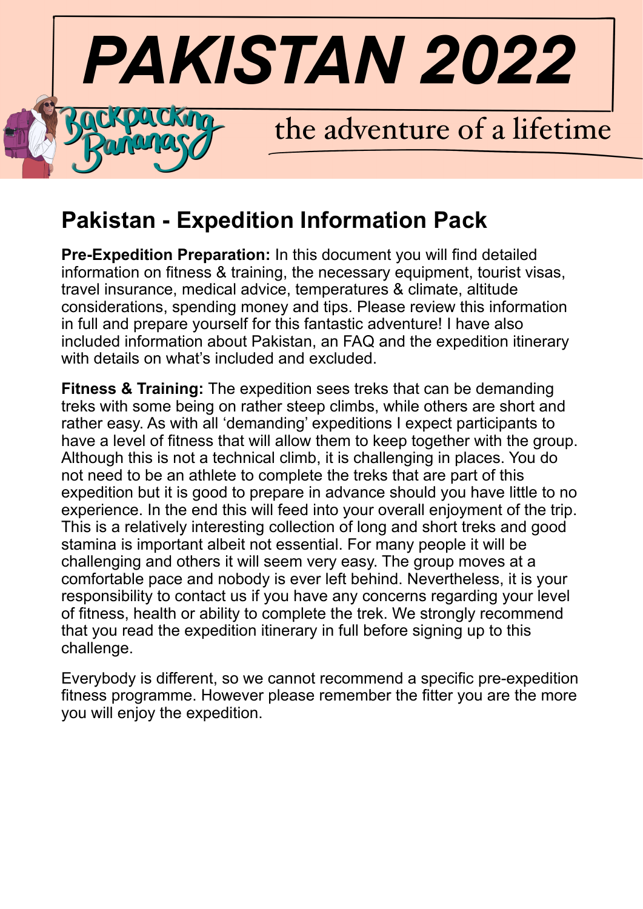# PAKISTAN 2022

Backpacking Bananas

the adventure of a lifetime

## Pakistan - Expedition Information Pack

**Pre-Expedition Preparation:** In this document you will find detailed information on fitness & training, the necessary equipment, tourist visas, travel insurance, medical advice, temperatures & climate, altitude considerations, spending money and tips. Please review this information in full and prepare yourself for this fantastic adventure! I have also included information about Pakistan, an FAQ and the expedition itinerary with details on what's included and excluded.

**Fitness & Training:** The expedition sees treks that can be demanding treks with some being on rather steep climbs, while others are short and rather easy. As with all 'demanding' expeditions I expect participants to have a level of fitness that will allow them to keep together with the group. Although this is not a technical climb, it is challenging in places. You do not need to be an athlete to complete the treks that are part of this expedition but it is good to prepare in advance should you have little to no experience. In the end this will feed into your overall enjoyment of the trip. This is a relatively interesting collection of long and short treks and good stamina is important albeit not essential. For many people it will be challenging and others it will seem very easy. The group moves at a comfortable pace and nobody is ever left behind. Nevertheless, it is your responsibility to contact us if you have any concerns regarding your level of fitness, health or ability to complete the trek. We strongly recommend that you read the expedition itinerary in full before signing up to this challenge.

Everybody is different, so we cannot recommend a specific pre-expedition fitness programme. However please remember the fitter you are the more you will enjoy the expedition.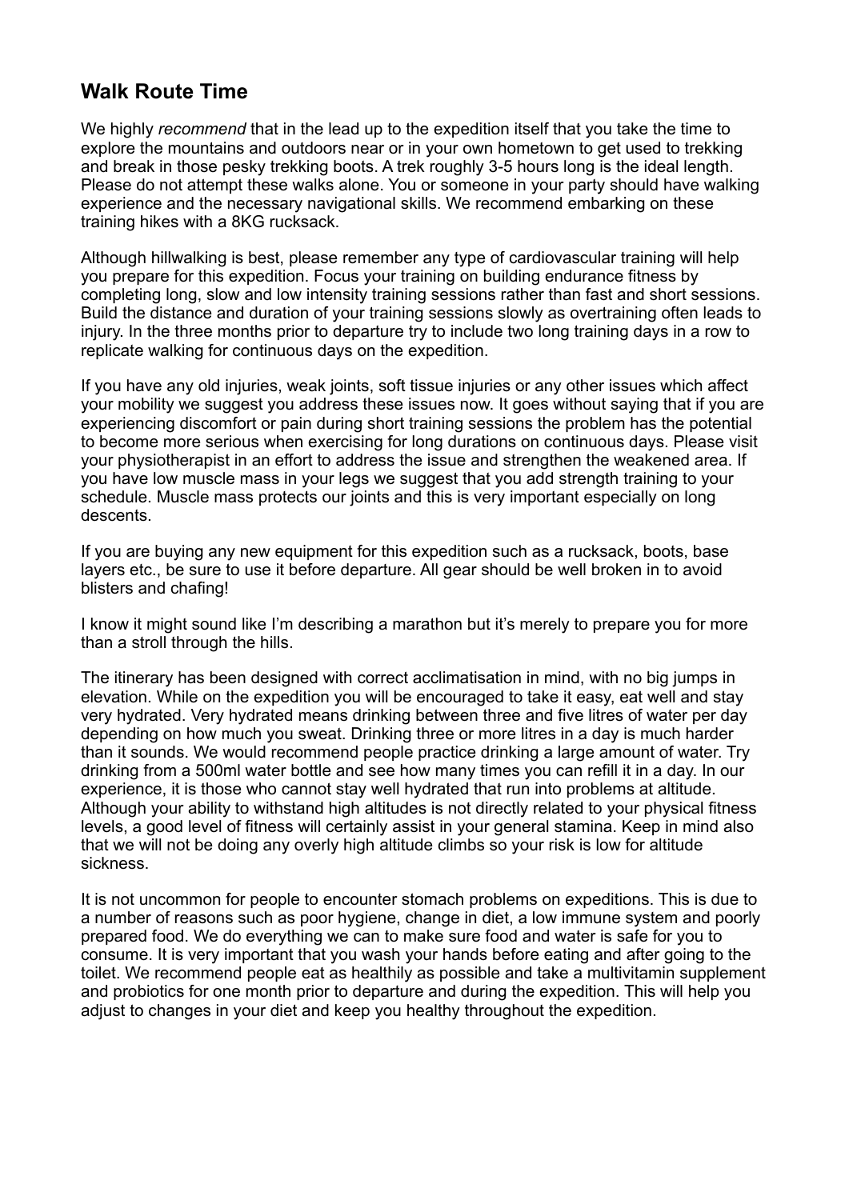## Walk Route Time

We highly *recommend* that in the lead up to the expedition itself that you take the time to explore the mountains and outdoors near or in your own hometown to get used to trekking and break in those pesky trekking boots. A trek roughly 3-5 hours long is the ideal length. Please do not attempt these walks alone. You or someone in your party should have walking experience and the necessary navigational skills. We recommend embarking on these training hikes with a 8KG rucksack.

Although hillwalking is best, please remember any type of cardiovascular training will help you prepare for this expedition. Focus your training on building endurance fitness by completing long, slow and low intensity training sessions rather than fast and short sessions. Build the distance and duration of your training sessions slowly as overtraining often leads to injury. In the three months prior to departure try to include two long training days in a row to replicate walking for continuous days on the expedition.

If you have any old injuries, weak joints, soft tissue injuries or any other issues which affect your mobility we suggest you address these issues now. It goes without saying that if you are experiencing discomfort or pain during short training sessions the problem has the potential to become more serious when exercising for long durations on continuous days. Please visit your physiotherapist in an effort to address the issue and strengthen the weakened area. If you have low muscle mass in your legs we suggest that you add strength training to your schedule. Muscle mass protects our joints and this is very important especially on long descents.

If you are buying any new equipment for this expedition such as a rucksack, boots, base layers etc., be sure to use it before departure. All gear should be well broken in to avoid blisters and chafing!

I know it might sound like I'm describing a marathon but it's merely to prepare you for more than a stroll through the hills.

The itinerary has been designed with correct acclimatisation in mind, with no big jumps in elevation. While on the expedition you will be encouraged to take it easy, eat well and stay very hydrated. Very hydrated means drinking between three and five litres of water per day depending on how much you sweat. Drinking three or more litres in a day is much harder than it sounds. We would recommend people practice drinking a large amount of water. Try drinking from a 500ml water bottle and see how many times you can refill it in a day. In our experience, it is those who cannot stay well hydrated that run into problems at altitude. Although your ability to withstand high altitudes is not directly related to your physical fitness levels, a good level of fitness will certainly assist in your general stamina. Keep in mind also that we will not be doing any overly high altitude climbs so your risk is low for altitude sickness.

It is not uncommon for people to encounter stomach problems on expeditions. This is due to a number of reasons such as poor hygiene, change in diet, a low immune system and poorly prepared food. We do everything we can to make sure food and water is safe for you to consume. It is very important that you wash your hands before eating and after going to the toilet. We recommend people eat as healthily as possible and take a multivitamin supplement and probiotics for one month prior to departure and during the expedition. This will help you adjust to changes in your diet and keep you healthy throughout the expedition.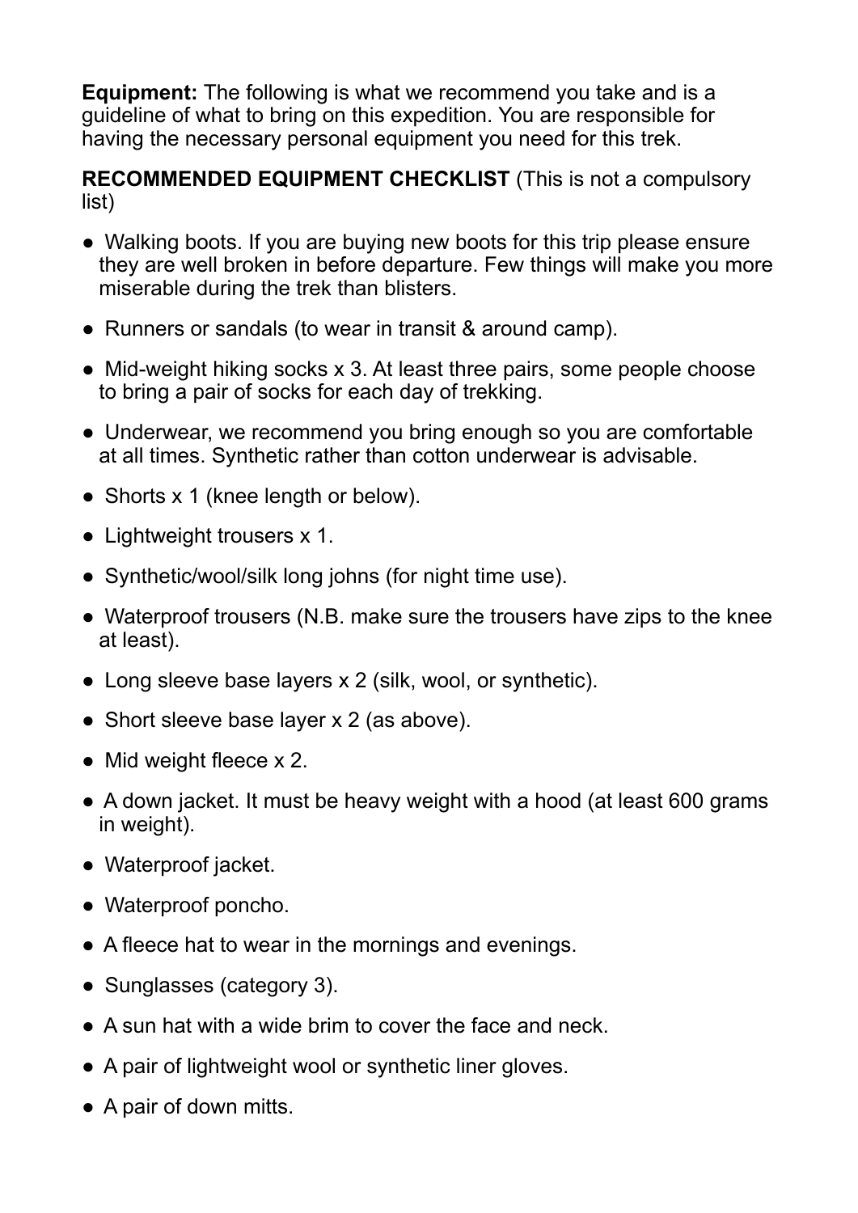**Equipment:** The following is what we recommend you take and is a guideline of what to bring on this expedition. You are responsible for having the necessary personal equipment you need for this trek.

**RECOMMENDED EQUIPMENT CHECKLIST** (This is not a compulsory list)

- Walking boots. If you are buying new boots for this trip please ensure they are well broken in before departure. Few things will make you more miserable during the trek than blisters.
- Runners or sandals (to wear in transit & around camp).
- Mid-weight hiking socks x 3. At least three pairs, some people choose to bring a pair of socks for each day of trekking.
- Underwear, we recommend you bring enough so you are comfortable at all times. Synthetic rather than cotton underwear is advisable.
- Shorts x 1 (knee length or below).
- Lightweight trousers x 1.
- Synthetic/wool/silk long johns (for night time use).
- Waterproof trousers (N.B. make sure the trousers have zips to the knee at least).
- Long sleeve base layers x 2 (silk, wool, or synthetic).
- Short sleeve base layer x 2 (as above).
- Mid weight fleece x 2.
- A down jacket. It must be heavy weight with a hood (at least 600 grams in weight).
- Waterproof jacket.
- Waterproof poncho.
- A fleece hat to wear in the mornings and evenings.
- Sunglasses (category 3).
- A sun hat with a wide brim to cover the face and neck.
- A pair of lightweight wool or synthetic liner gloves.
- A pair of down mitts.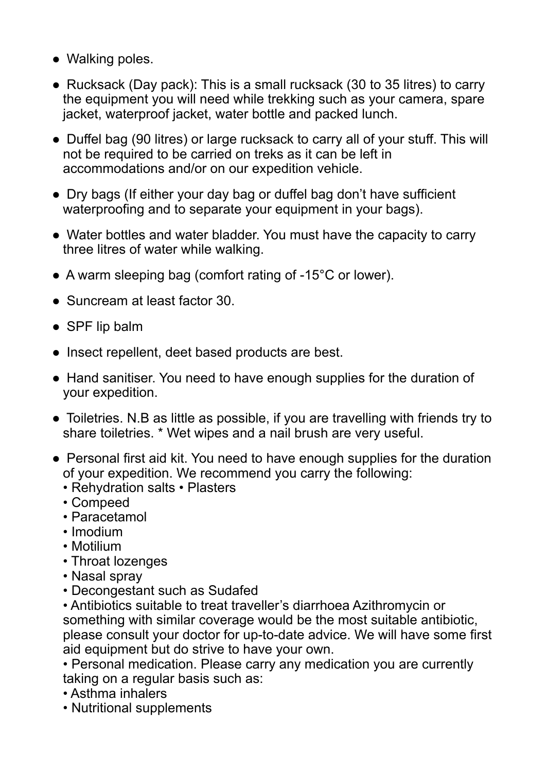- Walking poles.
- Rucksack (Day pack): This is a small rucksack (30 to 35 litres) to carry the equipment you will need while trekking such as your camera, spare jacket, waterproof jacket, water bottle and packed lunch.
- Duffel bag (90 litres) or large rucksack to carry all of your stuff. This will not be required to be carried on treks as it can be left in accommodations and/or on our expedition vehicle.
- Dry bags (If either your day bag or duffel bag don't have sufficient waterproofing and to separate your equipment in your bags).
- Water bottles and water bladder. You must have the capacity to carry three litres of water while walking.
- A warm sleeping bag (comfort rating of -15°C or lower).
- Suncream at least factor 30.
- SPF lip balm
- Insect repellent, deet based products are best.
- Hand sanitiser. You need to have enough supplies for the duration of your expedition.
- Toiletries. N.B as little as possible, if you are travelling with friends try to share toiletries. * Wet wipes and a nail brush are very useful.
- Personal first aid kit. You need to have enough supplies for the duration of your expedition. We recommend you carry the following:
  - Rehydration salts • Plasters
  - Compeed
  - Paracetamol
  - Imodium
  - Motilium
  - Throat lozenges
  - Nasal spray
  - Decongestant such as Sudafed
  - Antibiotics suitable to treat traveller's diarrhoea Azithromycin or something with similar coverage would be the most suitable antibiotic, please consult your doctor for up-to-date advice. We will have some first aid equipment but do strive to have your own.
  - Personal medication. Please carry any medication you are currently taking on a regular basis such as:
  - Asthma inhalers
  - Nutritional supplements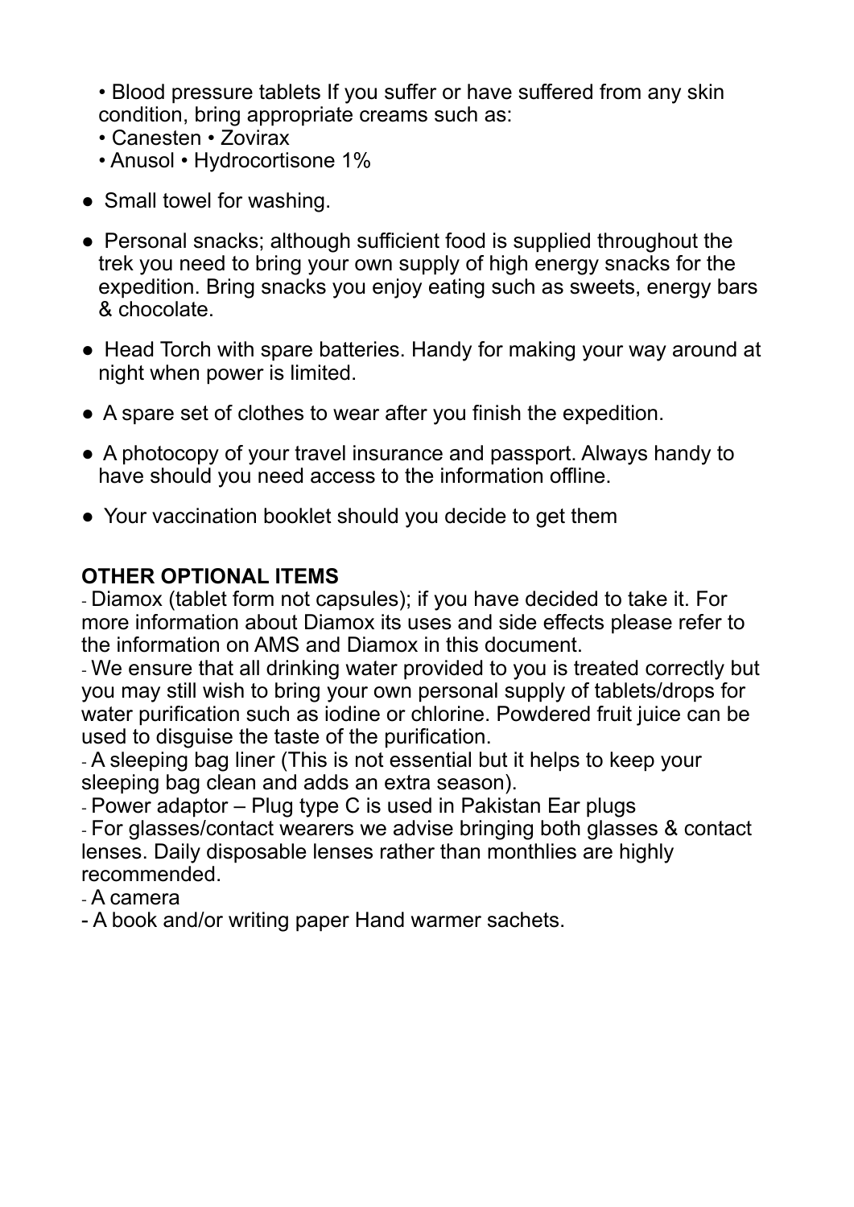• Blood pressure tablets If you suffer or have suffered from any skin condition, bring appropriate creams such as:
• Canesten • Zovirax
• Anusol • Hydrocortisone 1%

- Small towel for washing.
- Personal snacks; although sufficient food is supplied throughout the trek you need to bring your own supply of high energy snacks for the expedition. Bring snacks you enjoy eating such as sweets, energy bars & chocolate.
- Head Torch with spare batteries. Handy for making your way around at night when power is limited.
- A spare set of clothes to wear after you finish the expedition.
- A photocopy of your travel insurance and passport. Always handy to have should you need access to the information offline.
- Your vaccination booklet should you decide to get them

**OTHER OPTIONAL ITEMS**

- Diamox (tablet form not capsules); if you have decided to take it. For more information about Diamox its uses and side effects please refer to the information on AMS and Diamox in this document.
- We ensure that all drinking water provided to you is treated correctly but you may still wish to bring your own personal supply of tablets/drops for water purification such as iodine or chlorine. Powdered fruit juice can be used to disguise the taste of the purification.
- A sleeping bag liner (This is not essential but it helps to keep your sleeping bag clean and adds an extra season).
- Power adaptor – Plug type C is used in Pakistan Ear plugs
- For glasses/contact wearers we advise bringing both glasses & contact lenses. Daily disposable lenses rather than monthlies are highly recommended.
- A camera
- A book and/or writing paper Hand warmer sachets.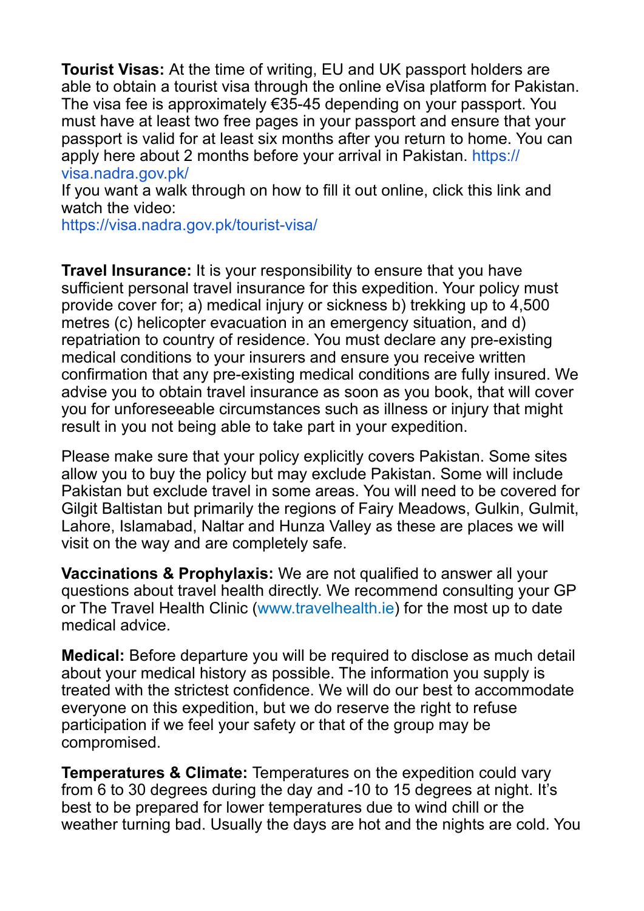**Tourist Visas:** At the time of writing, EU and UK passport holders are able to obtain a tourist visa through the online eVisa platform for Pakistan. The visa fee is approximately €35-45 depending on your passport. You must have at least two free pages in your passport and ensure that your passport is valid for at least six months after you return to home. You can apply here about 2 months before your arrival in Pakistan. https://visa.nadra.gov.pk/
If you want a walk through on how to fill it out online, click this link and watch the video:
https://visa.nadra.gov.pk/tourist-visa/

**Travel Insurance:** It is your responsibility to ensure that you have sufficient personal travel insurance for this expedition. Your policy must provide cover for; a) medical injury or sickness b) trekking up to 4,500 metres (c) helicopter evacuation in an emergency situation, and d) repatriation to country of residence. You must declare any pre-existing medical conditions to your insurers and ensure you receive written confirmation that any pre-existing medical conditions are fully insured. We advise you to obtain travel insurance as soon as you book, that will cover you for unforeseeable circumstances such as illness or injury that might result in you not being able to take part in your expedition.

Please make sure that your policy explicitly covers Pakistan. Some sites allow you to buy the policy but may exclude Pakistan. Some will include Pakistan but exclude travel in some areas. You will need to be covered for Gilgit Baltistan but primarily the regions of Fairy Meadows, Gulkin, Gulmit, Lahore, Islamabad, Naltar and Hunza Valley as these are places we will visit on the way and are completely safe.

**Vaccinations & Prophylaxis:** We are not qualified to answer all your questions about travel health directly. We recommend consulting your GP or The Travel Health Clinic (www.travelhealth.ie) for the most up to date medical advice.

**Medical:** Before departure you will be required to disclose as much detail about your medical history as possible. The information you supply is treated with the strictest confidence. We will do our best to accommodate everyone on this expedition, but we do reserve the right to refuse participation if we feel your safety or that of the group may be compromised.

**Temperatures & Climate:** Temperatures on the expedition could vary from 6 to 30 degrees during the day and -10 to 15 degrees at night. It's best to be prepared for lower temperatures due to wind chill or the weather turning bad. Usually the days are hot and the nights are cold. You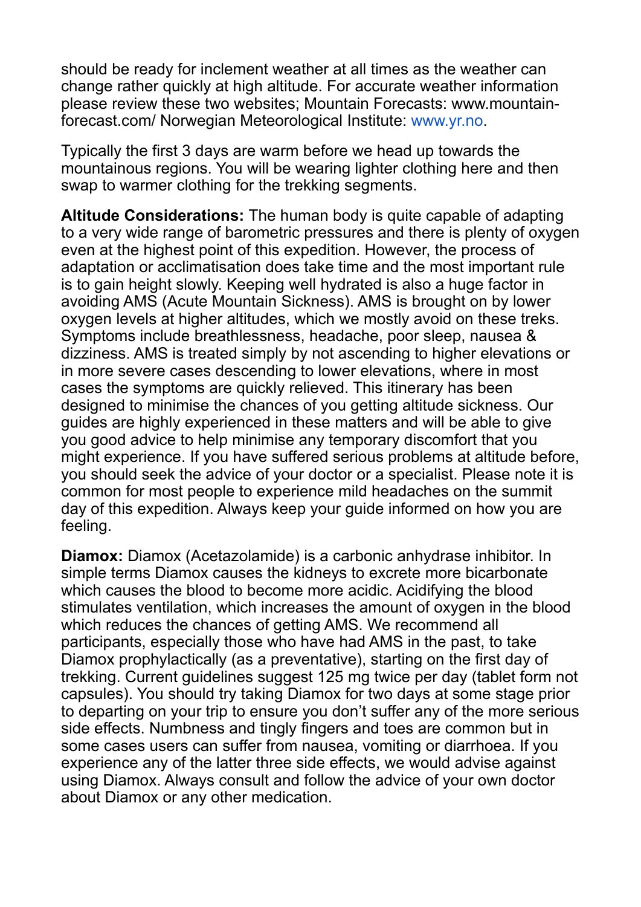should be ready for inclement weather at all times as the weather can change rather quickly at high altitude. For accurate weather information please review these two websites; Mountain Forecasts: www.mountain-forecast.com/ Norwegian Meteorological Institute: www.yr.no.

Typically the first 3 days are warm before we head up towards the mountainous regions. You will be wearing lighter clothing here and then swap to warmer clothing for the trekking segments.

**Altitude Considerations:** The human body is quite capable of adapting to a very wide range of barometric pressures and there is plenty of oxygen even at the highest point of this expedition. However, the process of adaptation or acclimatisation does take time and the most important rule is to gain height slowly. Keeping well hydrated is also a huge factor in avoiding AMS (Acute Mountain Sickness). AMS is brought on by lower oxygen levels at higher altitudes, which we mostly avoid on these treks. Symptoms include breathlessness, headache, poor sleep, nausea & dizziness. AMS is treated simply by not ascending to higher elevations or in more severe cases descending to lower elevations, where in most cases the symptoms are quickly relieved. This itinerary has been designed to minimise the chances of you getting altitude sickness. Our guides are highly experienced in these matters and will be able to give you good advice to help minimise any temporary discomfort that you might experience. If you have suffered serious problems at altitude before, you should seek the advice of your doctor or a specialist. Please note it is common for most people to experience mild headaches on the summit day of this expedition. Always keep your guide informed on how you are feeling.

**Diamox:** Diamox (Acetazolamide) is a carbonic anhydrase inhibitor. In simple terms Diamox causes the kidneys to excrete more bicarbonate which causes the blood to become more acidic. Acidifying the blood stimulates ventilation, which increases the amount of oxygen in the blood which reduces the chances of getting AMS. We recommend all participants, especially those who have had AMS in the past, to take Diamox prophylactically (as a preventative), starting on the first day of trekking. Current guidelines suggest 125 mg twice per day (tablet form not capsules). You should try taking Diamox for two days at some stage prior to departing on your trip to ensure you don't suffer any of the more serious side effects. Numbness and tingly fingers and toes are common but in some cases users can suffer from nausea, vomiting or diarrhoea. If you experience any of the latter three side effects, we would advise against using Diamox. Always consult and follow the advice of your own doctor about Diamox or any other medication.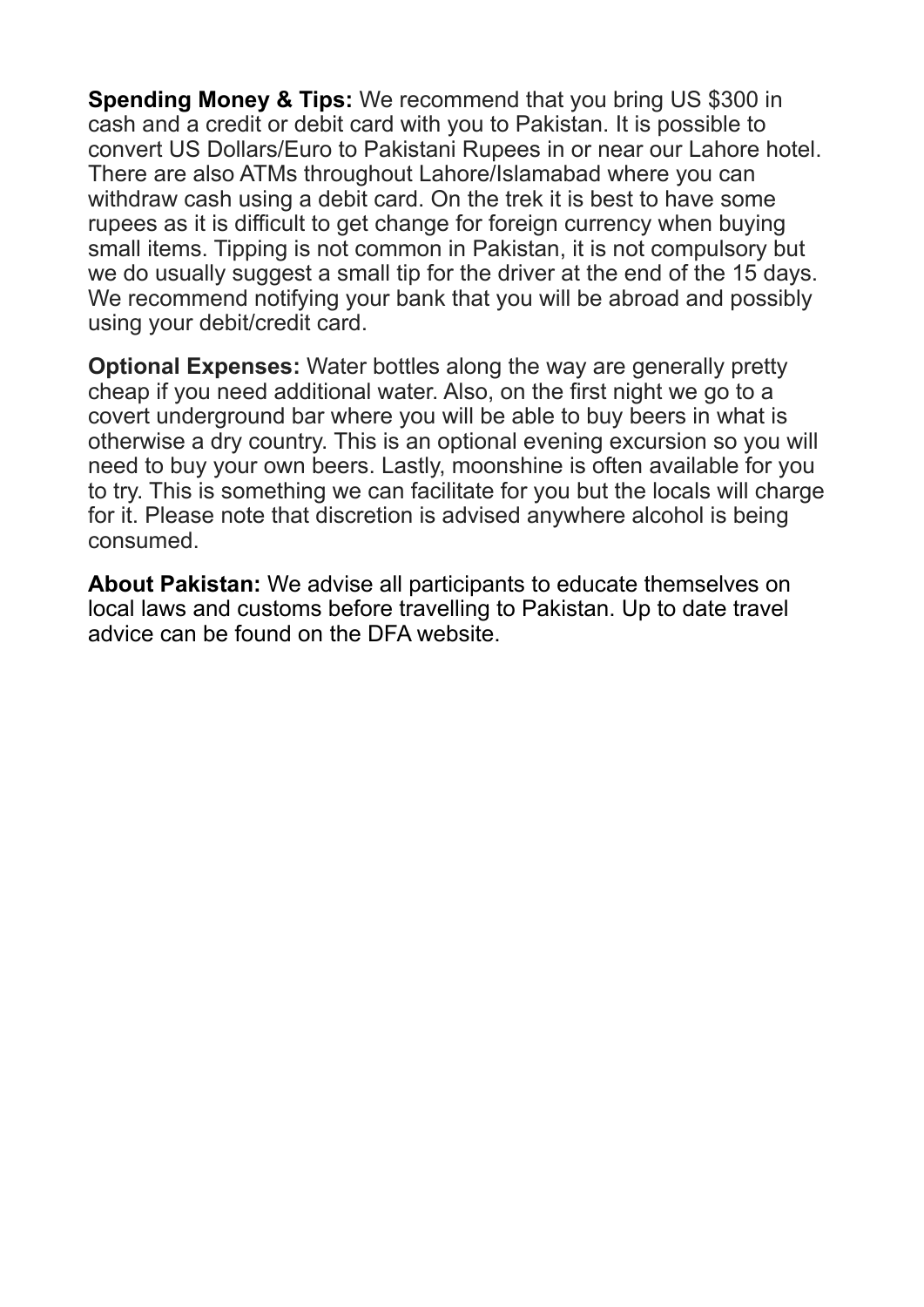**Spending Money & Tips:** We recommend that you bring US $300 in cash and a credit or debit card with you to Pakistan. It is possible to convert US Dollars/Euro to Pakistani Rupees in or near our Lahore hotel. There are also ATMs throughout Lahore/Islamabad where you can withdraw cash using a debit card. On the trek it is best to have some rupees as it is difficult to get change for foreign currency when buying small items. Tipping is not common in Pakistan, it is not compulsory but we do usually suggest a small tip for the driver at the end of the 15 days. We recommend notifying your bank that you will be abroad and possibly using your debit/credit card.

**Optional Expenses:** Water bottles along the way are generally pretty cheap if you need additional water. Also, on the first night we go to a covert underground bar where you will be able to buy beers in what is otherwise a dry country. This is an optional evening excursion so you will need to buy your own beers. Lastly, moonshine is often available for you to try. This is something we can facilitate for you but the locals will charge for it. Please note that discretion is advised anywhere alcohol is being consumed.

**About Pakistan:** We advise all participants to educate themselves on local laws and customs before travelling to Pakistan. Up to date travel advice can be found on the DFA website.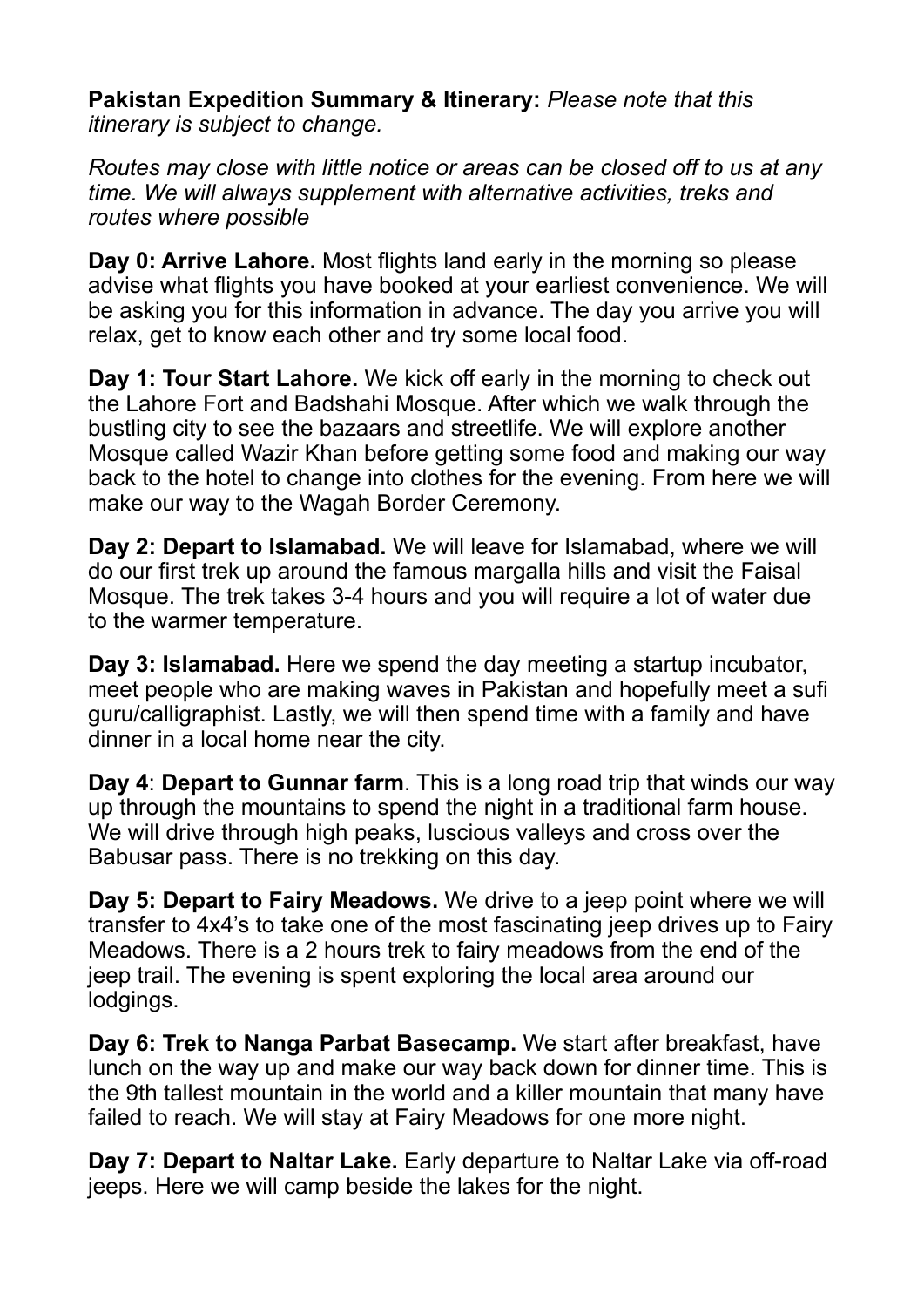**Pakistan Expedition Summary & Itinerary:** *Please note that this itinerary is subject to change.*

*Routes may close with little notice or areas can be closed off to us at any time. We will always supplement with alternative activities, treks and routes where possible*

**Day 0: Arrive Lahore.** Most flights land early in the morning so please advise what flights you have booked at your earliest convenience. We will be asking you for this information in advance. The day you arrive you will relax, get to know each other and try some local food.

**Day 1: Tour Start Lahore.** We kick off early in the morning to check out the Lahore Fort and Badshahi Mosque. After which we walk through the bustling city to see the bazaars and streetlife. We will explore another Mosque called Wazir Khan before getting some food and making our way back to the hotel to change into clothes for the evening. From here we will make our way to the Wagah Border Ceremony.

**Day 2: Depart to Islamabad.** We will leave for Islamabad, where we will do our first trek up around the famous margalla hills and visit the Faisal Mosque. The trek takes 3-4 hours and you will require a lot of water due to the warmer temperature.

**Day 3: Islamabad.** Here we spend the day meeting a startup incubator, meet people who are making waves in Pakistan and hopefully meet a sufi guru/calligraphist. Lastly, we will then spend time with a family and have dinner in a local home near the city.

**Day 4**: **Depart to Gunnar farm**. This is a long road trip that winds our way up through the mountains to spend the night in a traditional farm house. We will drive through high peaks, luscious valleys and cross over the Babusar pass. There is no trekking on this day.

**Day 5: Depart to Fairy Meadows.** We drive to a jeep point where we will transfer to 4x4's to take one of the most fascinating jeep drives up to Fairy Meadows. There is a 2 hours trek to fairy meadows from the end of the jeep trail. The evening is spent exploring the local area around our lodgings.

**Day 6: Trek to Nanga Parbat Basecamp.** We start after breakfast, have lunch on the way up and make our way back down for dinner time. This is the 9th tallest mountain in the world and a killer mountain that many have failed to reach. We will stay at Fairy Meadows for one more night.

**Day 7: Depart to Naltar Lake.** Early departure to Naltar Lake via off-road jeeps. Here we will camp beside the lakes for the night.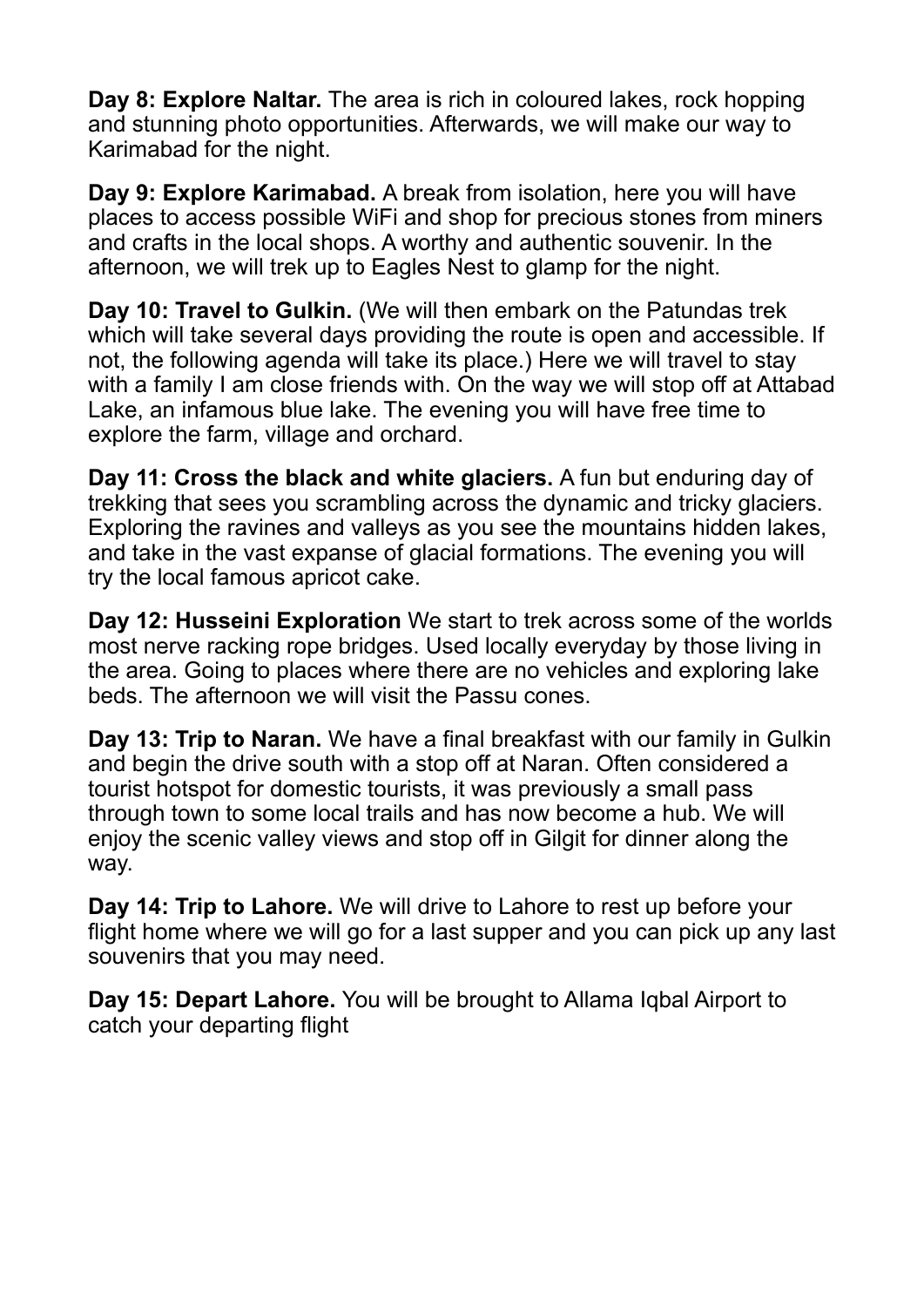**Day 8: Explore Naltar.** The area is rich in coloured lakes, rock hopping and stunning photo opportunities. Afterwards, we will make our way to Karimabad for the night.

**Day 9: Explore Karimabad.** A break from isolation, here you will have places to access possible WiFi and shop for precious stones from miners and crafts in the local shops. A worthy and authentic souvenir. In the afternoon, we will trek up to Eagles Nest to glamp for the night.

**Day 10: Travel to Gulkin.** (We will then embark on the Patundas trek which will take several days providing the route is open and accessible. If not, the following agenda will take its place.) Here we will travel to stay with a family I am close friends with. On the way we will stop off at Attabad Lake, an infamous blue lake. The evening you will have free time to explore the farm, village and orchard.

**Day 11: Cross the black and white glaciers.** A fun but enduring day of trekking that sees you scrambling across the dynamic and tricky glaciers. Exploring the ravines and valleys as you see the mountains hidden lakes, and take in the vast expanse of glacial formations. The evening you will try the local famous apricot cake.

**Day 12: Husseini Exploration** We start to trek across some of the worlds most nerve racking rope bridges. Used locally everyday by those living in the area. Going to places where there are no vehicles and exploring lake beds. The afternoon we will visit the Passu cones.

**Day 13: Trip to Naran.** We have a final breakfast with our family in Gulkin and begin the drive south with a stop off at Naran. Often considered a tourist hotspot for domestic tourists, it was previously a small pass through town to some local trails and has now become a hub. We will enjoy the scenic valley views and stop off in Gilgit for dinner along the way.

**Day 14: Trip to Lahore.** We will drive to Lahore to rest up before your flight home where we will go for a last supper and you can pick up any last souvenirs that you may need.

**Day 15: Depart Lahore.** You will be brought to Allama Iqbal Airport to catch your departing flight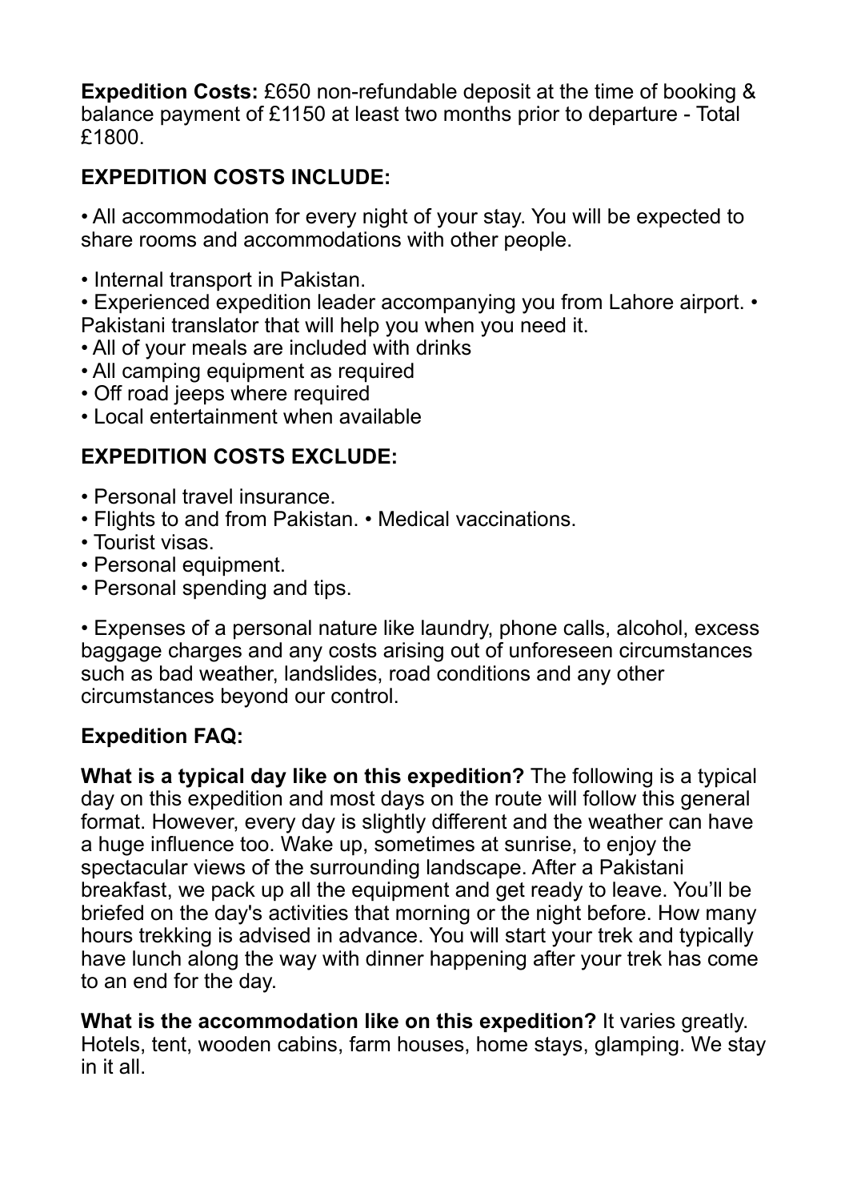**Expedition Costs:** £650 non-refundable deposit at the time of booking & balance payment of £1150 at least two months prior to departure - Total £1800.

**EXPEDITION COSTS INCLUDE:**

• All accommodation for every night of your stay. You will be expected to share rooms and accommodations with other people.

• Internal transport in Pakistan.
• Experienced expedition leader accompanying you from Lahore airport. • Pakistani translator that will help you when you need it.
• All of your meals are included with drinks
• All camping equipment as required
• Off road jeeps where required
• Local entertainment when available

**EXPEDITION COSTS EXCLUDE:**

• Personal travel insurance.
• Flights to and from Pakistan. • Medical vaccinations.
• Tourist visas.
• Personal equipment.
• Personal spending and tips.

• Expenses of a personal nature like laundry, phone calls, alcohol, excess baggage charges and any costs arising out of unforeseen circumstances such as bad weather, landslides, road conditions and any other circumstances beyond our control.

**Expedition FAQ:**

**What is a typical day like on this expedition?** The following is a typical day on this expedition and most days on the route will follow this general format. However, every day is slightly different and the weather can have a huge influence too. Wake up, sometimes at sunrise, to enjoy the spectacular views of the surrounding landscape. After a Pakistani breakfast, we pack up all the equipment and get ready to leave. You'll be briefed on the day's activities that morning or the night before. How many hours trekking is advised in advance. You will start your trek and typically have lunch along the way with dinner happening after your trek has come to an end for the day.

**What is the accommodation like on this expedition?** It varies greatly. Hotels, tent, wooden cabins, farm houses, home stays, glamping. We stay in it all.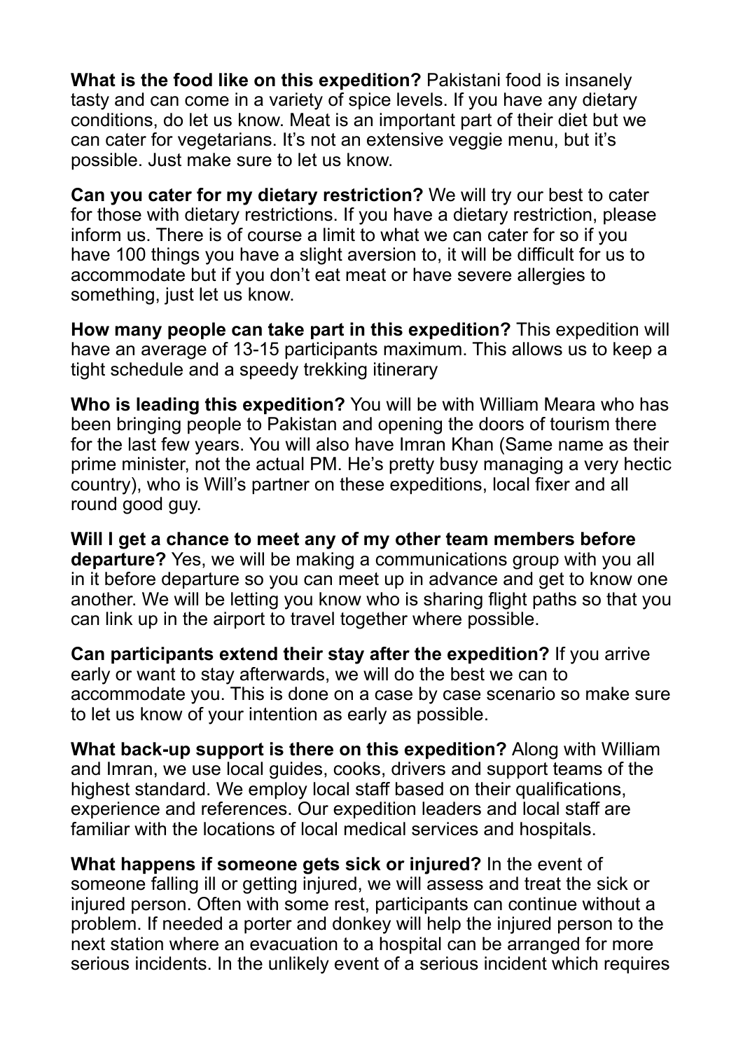**What is the food like on this expedition?** Pakistani food is insanely tasty and can come in a variety of spice levels. If you have any dietary conditions, do let us know. Meat is an important part of their diet but we can cater for vegetarians. It's not an extensive veggie menu, but it's possible. Just make sure to let us know.

**Can you cater for my dietary restriction?** We will try our best to cater for those with dietary restrictions. If you have a dietary restriction, please inform us. There is of course a limit to what we can cater for so if you have 100 things you have a slight aversion to, it will be difficult for us to accommodate but if you don't eat meat or have severe allergies to something, just let us know.

**How many people can take part in this expedition?** This expedition will have an average of 13-15 participants maximum. This allows us to keep a tight schedule and a speedy trekking itinerary

**Who is leading this expedition?** You will be with William Meara who has been bringing people to Pakistan and opening the doors of tourism there for the last few years. You will also have Imran Khan (Same name as their prime minister, not the actual PM. He's pretty busy managing a very hectic country), who is Will's partner on these expeditions, local fixer and all round good guy.

**Will I get a chance to meet any of my other team members before departure?** Yes, we will be making a communications group with you all in it before departure so you can meet up in advance and get to know one another. We will be letting you know who is sharing flight paths so that you can link up in the airport to travel together where possible.

**Can participants extend their stay after the expedition?** If you arrive early or want to stay afterwards, we will do the best we can to accommodate you. This is done on a case by case scenario so make sure to let us know of your intention as early as possible.

**What back-up support is there on this expedition?** Along with William and Imran, we use local guides, cooks, drivers and support teams of the highest standard. We employ local staff based on their qualifications, experience and references. Our expedition leaders and local staff are familiar with the locations of local medical services and hospitals.

**What happens if someone gets sick or injured?** In the event of someone falling ill or getting injured, we will assess and treat the sick or injured person. Often with some rest, participants can continue without a problem. If needed a porter and donkey will help the injured person to the next station where an evacuation to a hospital can be arranged for more serious incidents. In the unlikely event of a serious incident which requires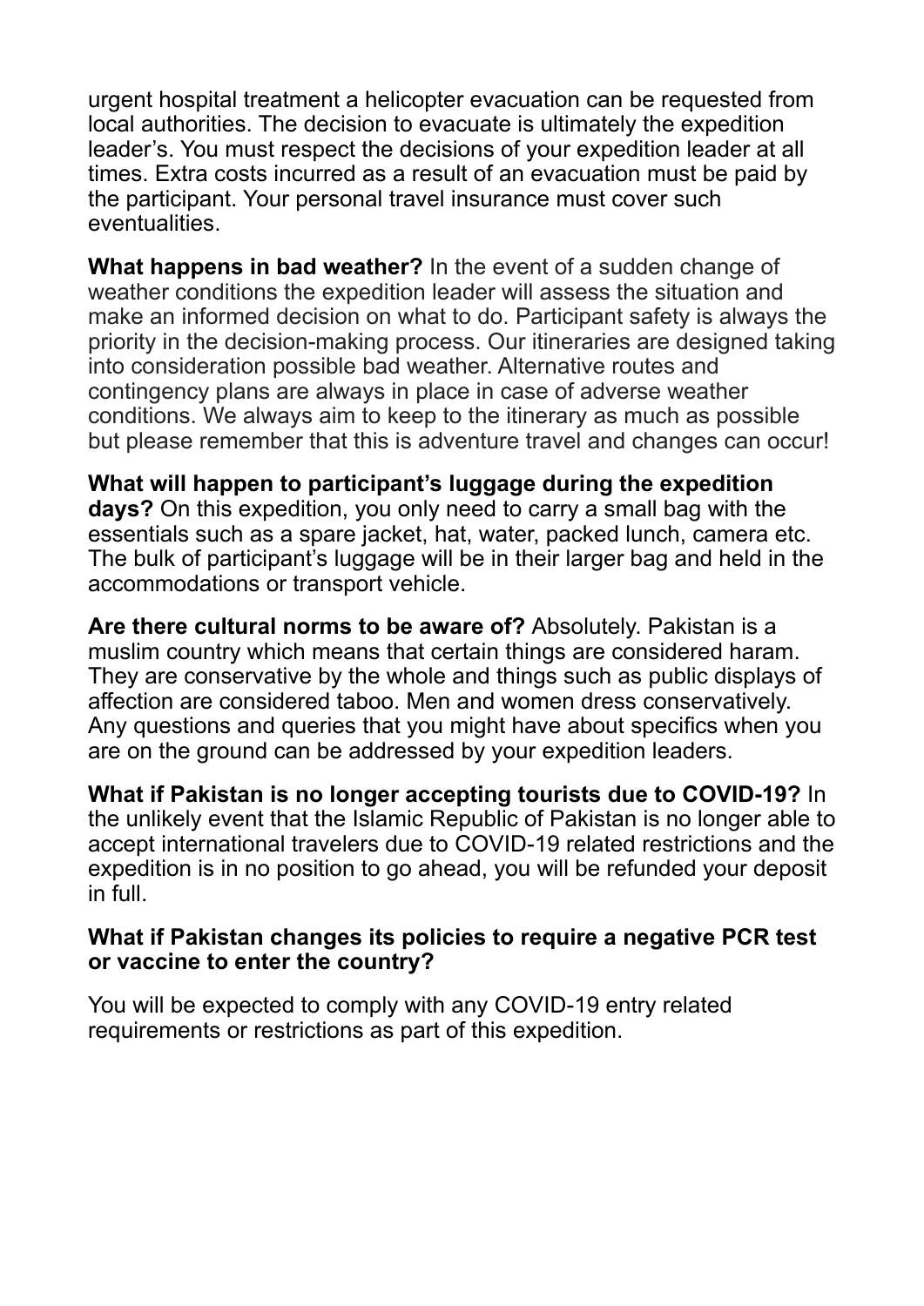urgent hospital treatment a helicopter evacuation can be requested from local authorities. The decision to evacuate is ultimately the expedition leader's. You must respect the decisions of your expedition leader at all times. Extra costs incurred as a result of an evacuation must be paid by the participant. Your personal travel insurance must cover such eventualities.

**What happens in bad weather?** In the event of a sudden change of weather conditions the expedition leader will assess the situation and make an informed decision on what to do. Participant safety is always the priority in the decision-making process. Our itineraries are designed taking into consideration possible bad weather. Alternative routes and contingency plans are always in place in case of adverse weather conditions. We always aim to keep to the itinerary as much as possible but please remember that this is adventure travel and changes can occur!

**What will happen to participant's luggage during the expedition days?** On this expedition, you only need to carry a small bag with the essentials such as a spare jacket, hat, water, packed lunch, camera etc. The bulk of participant's luggage will be in their larger bag and held in the accommodations or transport vehicle.

**Are there cultural norms to be aware of?** Absolutely. Pakistan is a muslim country which means that certain things are considered haram. They are conservative by the whole and things such as public displays of affection are considered taboo. Men and women dress conservatively. Any questions and queries that you might have about specifics when you are on the ground can be addressed by your expedition leaders.

**What if Pakistan is no longer accepting tourists due to COVID-19?** In the unlikely event that the Islamic Republic of Pakistan is no longer able to accept international travelers due to COVID-19 related restrictions and the expedition is in no position to go ahead, you will be refunded your deposit in full.

**What if Pakistan changes its policies to require a negative PCR test or vaccine to enter the country?**

You will be expected to comply with any COVID-19 entry related requirements or restrictions as part of this expedition.